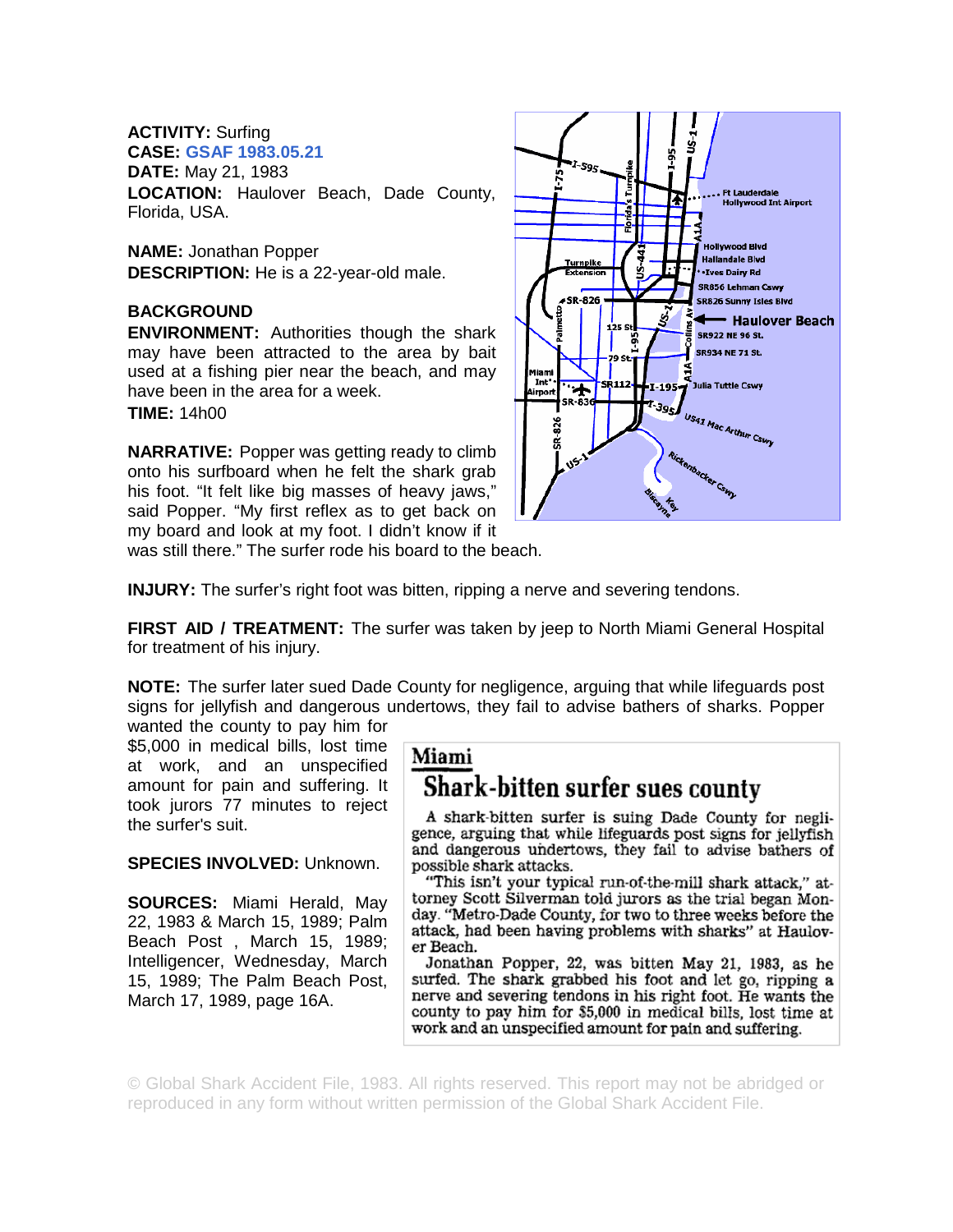**ACTIVITY:** Surfing
**CASE:** GSAF 1983.05.21
**DATE:** May 21, 1983
**LOCATION:** Haulover Beach, Dade County, Florida, USA.

**NAME:** Jonathan Popper
**DESCRIPTION:** He is a 22-year-old male.

**BACKGROUND**
**ENVIRONMENT:** Authorities though the shark may have been attracted to the area by bait used at a fishing pier near the beach, and may have been in the area for a week.
**TIME:** 14h00

**NARRATIVE:** Popper was getting ready to climb onto his surfboard when he felt the shark grab his foot. "It felt like big masses of heavy jaws," said Popper. "My first reflex as to get back on my board and look at my foot. I didn't know if it was still there." The surfer rode his board to the beach.

**INJURY:** The surfer's right foot was bitten, ripping a nerve and severing tendons.

**FIRST AID / TREATMENT:** The surfer was taken by jeep to North Miami General Hospital for treatment of his injury.

**NOTE:** The surfer later sued Dade County for negligence, arguing that while lifeguards post signs for jellyfish and dangerous undertows, they fail to advise bathers of sharks. Popper wanted the county to pay him for $5,000 in medical bills, lost time at work, and an unspecified amount for pain and suffering. It took jurors 77 minutes to reject the surfer's suit.

**SPECIES INVOLVED:** Unknown.

**SOURCES:** Miami Herald, May 22, 1983 & March 15, 1989; Palm Beach Post , March 15, 1989; Intelligencer, Wednesday, March 15, 1989; The Palm Beach Post, March 17, 1989, page 16A.

**Miami**

## Shark-bitten surfer sues county

A shark-bitten surfer is suing Dade County for negligence, arguing that while lifeguards post signs for jellyfish and dangerous undertows, they fail to advise bathers of possible shark attacks.

"This isn't your typical run-of-the-mill shark attack," attorney Scott Silverman told jurors as the trial began Monday. "Metro-Dade County, for two to three weeks before the attack, had been having problems with sharks" at Haulover Beach.

Jonathan Popper, 22, was bitten May 21, 1983, as he surfed. The shark grabbed his foot and let go, ripping a nerve and severing tendons in his right foot. He wants the county to pay him for $5,000 in medical bills, lost time at work and an unspecified amount for pain and suffering.

© Global Shark Accident File, 1983. All rights reserved. This report may not be abridged or reproduced in any form without written permission of the Global Shark Accident File.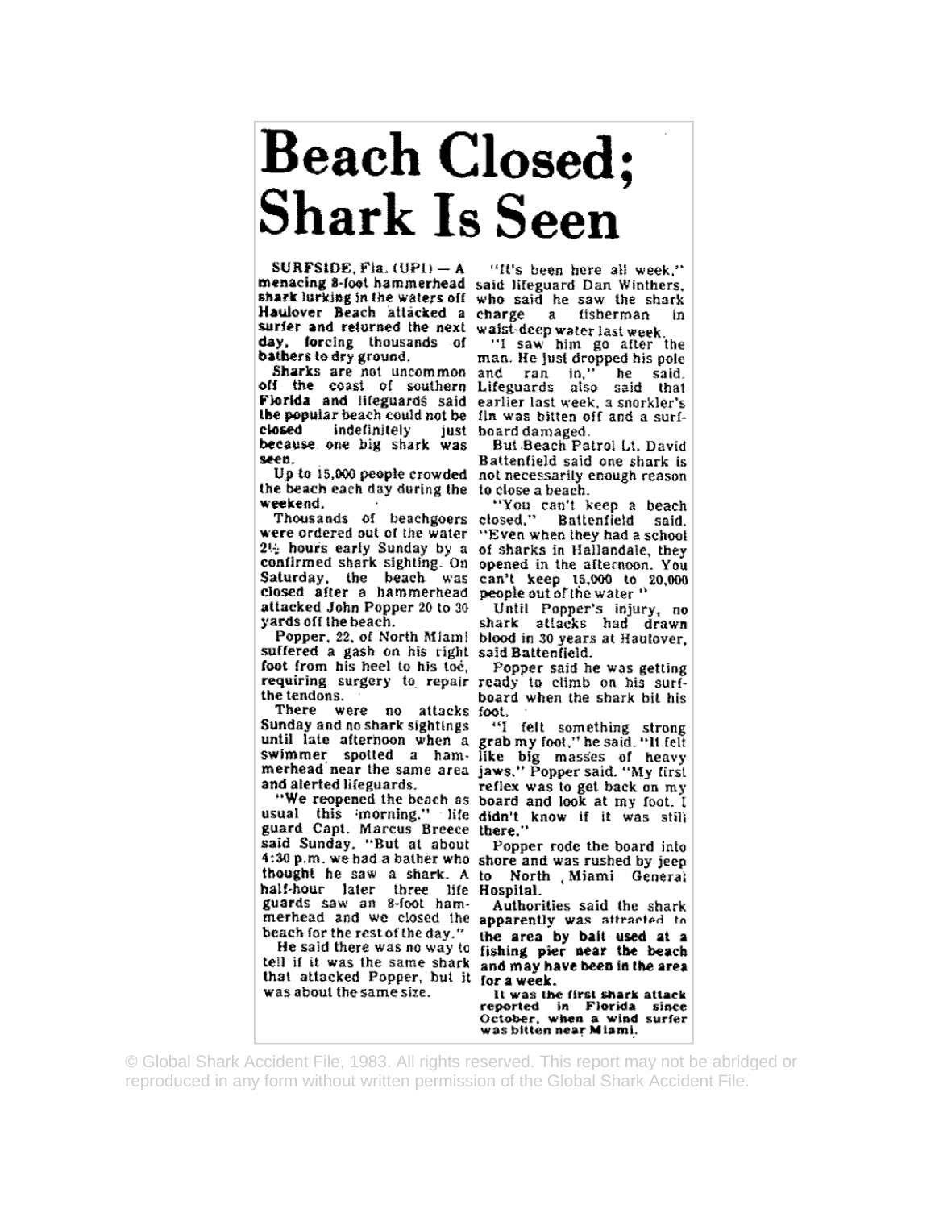# Beach Closed; Shark Is Seen

**SURFSIDE, Fla. (UPI) — A menacing 8-foot hammerhead shark lurking in the waters off Haulover Beach attacked a surfer and returned the next day, forcing thousands of bathers to dry ground.**

**Sharks are not uncommon off the coast of southern Florida and lifeguards said the popular beach could not be closed indefinitely just because one big shark was seen.**

Up to 15,000 people crowded the beach each day during the weekend.

Thousands of beachgoers were ordered out of the water 2½ hours early Sunday by a confirmed shark sighting. On Saturday, the beach was closed after a hammerhead attacked John Popper 20 to 30 yards off the beach.

Popper, 22, of North Miami suffered a gash on his right foot from his heel to his toe, requiring surgery to repair the tendons.

There were no attacks Sunday and no shark sightings until late afternoon when a swimmer spotted a hammerhead near the same area and alerted lifeguards.

"We reopened the beach as usual this morning," life guard Capt. Marcus Breece said Sunday. "But at about 4:30 p.m. we had a bather who thought he saw a shark. A half-hour later three life guards saw an 8-foot hammerhead and we closed the beach for the rest of the day."

He said there was no way to tell if it was the same shark that attacked Popper, but it was about the same size.

"It's been here all week," said lifeguard Dan Winthers, who said he saw the shark charge a fisherman in waist-deep water last week.

"I saw him go after the man. He just dropped his pole and ran in," he said. Lifeguards also said that earlier last week, a snorkler's fin was bitten off and a surfboard damaged.

But Beach Patrol Lt. David Battenfield said one shark is not necessarily enough reason to close a beach.

"You can't keep a beach closed," Battenfield said. "Even when they had a school of sharks in Hallandale, they opened in the afternoon. You can't keep 15,000 to 20,000 people out of the water."

Until Popper's injury, no shark attacks had drawn blood in 30 years at Haulover, said Battenfield.

Popper said he was getting ready to climb on his surfboard when the shark bit his foot.

"I felt something strong grab my foot," he said. "It felt like big masses of heavy jaws," Popper said. "My first reflex was to get back on my board and look at my foot. I didn't know if it was still there."

Popper rode the board into shore and was rushed by jeep to North Miami General Hospital.

Authorities said the shark apparently was attracted to the area by bait used at a fishing pier near the beach and may have been in the area for a week.

**It was the first shark attack reported in Florida since October, when a wind surfer was bitten near Miami.**

© Global Shark Accident File, 1983. All rights reserved. This report may not be abridged or reproduced in any form without written permission of the Global Shark Accident File.